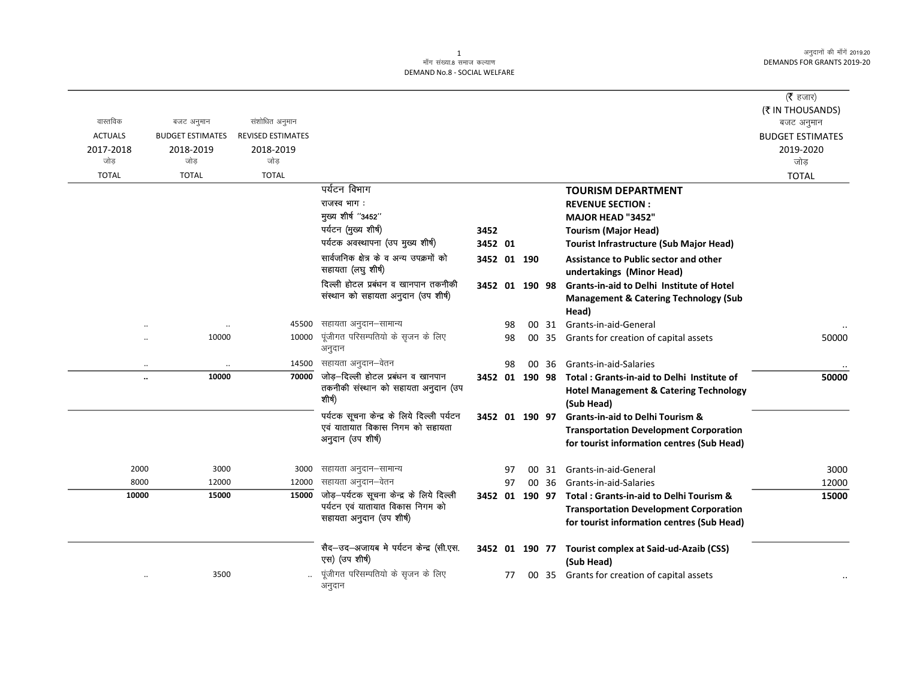मॉंग संख्या.8 समाज कल्याण
DEMAND No.8 - SOCIAL WELFARE

| वास्तविक ACTUALS 2017-2018 जोड़ TOTAL | बजट अनुमान BUDGET ESTIMATES 2018-2019 जोड़ TOTAL | संशोधित अनुमान REVISED ESTIMATES 2018-2019 जोड़ TOTAL | | | | | | | (₹ हजार) (₹ IN THOUSANDS) बजट अनुमान BUDGET ESTIMATES 2019-2020 जोड़ TOTAL |
|---|---|---|---|---|---|---|---|---|---|
| | | | पर्यटन विभाग | | | | | **TOURISM DEPARTMENT** | |
| | | | राजस्व भाग : | | | | | **REVENUE SECTION :** | |
| | | | मुख्य शीर्ष ''3452'' | | | | | **MAJOR HEAD "3452"** | |
| | | | पर्यटन (मुख्य शीर्ष) | 3452 | | | | **Tourism (Major Head)** | |
| | | | पर्यटक अवस्थापना (उप मुख्य शीर्ष) | 3452 01 | | | | **Tourist Infrastructure (Sub Major Head)** | |
| | | | सार्वजनिक क्षेत्र के व अन्य उपक्रमों को सहायता (लघु शीर्ष) | 3452 01 190 | | | | **Assistance to Public sector and other undertakings (Minor Head)** | |
| | | | दिल्ली होटल प्रबंधन व खानपान तकनीकी संस्थान को सहायता अनुदान (उप शीर्ष) | 3452 01 190 98 | | | | **Grants-in-aid to Delhi Institute of Hotel Management & Catering Technology (Sub Head)** | |
| .. | .. | 45500 | सहायता अनुदान–सामान्य | | 98 | 00 | 31 | Grants-in-aid-General | .. |
| .. | 10000 | 10000 | पूंजीगत परिसम्पतियो के सृजन के लिए अनुदान | | 98 | 00 | 35 | Grants for creation of capital assets | 50000 |
| .. | .. | 14500 | सहायता अनुदान–वेतन | | 98 | 00 | 36 | Grants-in-aid-Salaries | .. |
| **..** | **10000** | **70000** | जोड़–दिल्ली होटल प्रबंधन व खानपान तकनीकी संस्थान को सहायता अनुदान (उप शीर्ष) | 3452 01 190 98 | | | | **Total : Grants-in-aid to Delhi Institute of Hotel Management & Catering Technology (Sub Head)** | **50000** |
| | | | पर्यटक सूचना केन्द्र के लिये दिल्ली पर्यटन एवं यातायात विकास निगम को सहायता अनुदान (उप शीर्ष) | 3452 01 190 97 | | | | **Grants-in-aid to Delhi Tourism & Transportation Development Corporation for tourist information centres (Sub Head)** | |
| 2000 | 3000 | 3000 | सहायता अनुदान–सामान्य | | 97 | 00 | 31 | Grants-in-aid-General | 3000 |
| 8000 | 12000 | 12000 | सहायता अनुदान–वेतन | | 97 | 00 | 36 | Grants-in-aid-Salaries | 12000 |
| **10000** | **15000** | **15000** | जोड़–पर्यटक सूचना केन्द्र के लिये दिल्ली पर्यटन एवं यातायात विकास निगम को सहायता अनुदान (उप शीर्ष) | 3452 01 190 97 | | | | **Total : Grants-in-aid to Delhi Tourism & Transportation Development Corporation for tourist information centres (Sub Head)** | **15000** |
| | | | सैद–उद–अजायब मे पर्यटन केन्द्र (सी.एस.एस) (उप शीर्ष) | 3452 01 190 77 | | | | **Tourist complex at Said-ud-Azaib (CSS) (Sub Head)** | |
| .. | 3500 | .. | पूंजीगत परिसम्पतियो के सृजन के लिए अनुदान | | 77 | 00 | 35 | Grants for creation of capital assets | .. |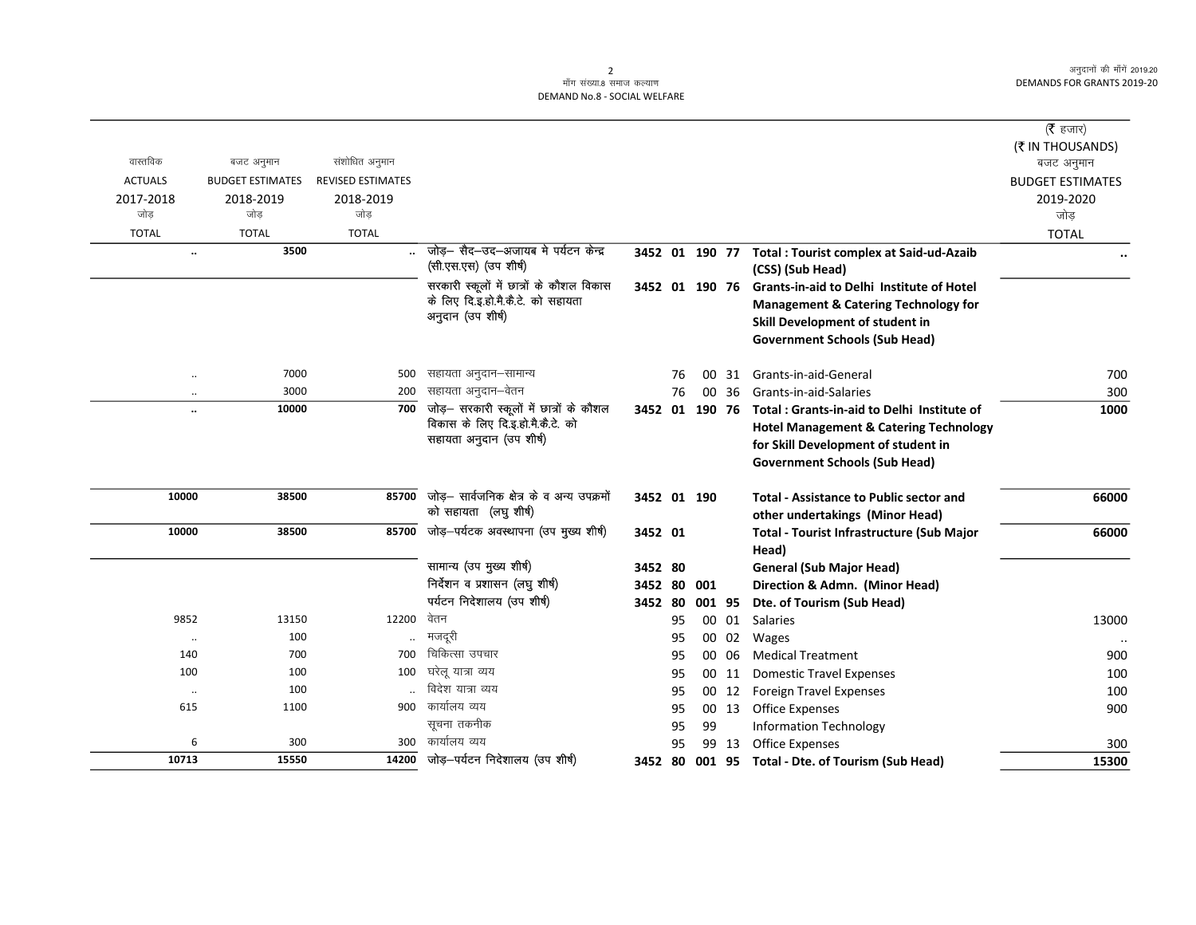माँग संख्या.8 समाज कल्याण

DEMAND No.8 - SOCIAL WELFARE

| वास्तविक<br>ACTUALS<br>2017-2018<br>जोड़<br>TOTAL | बजट अनुमान<br>BUDGET ESTIMATES<br>2018-2019<br>जोड़<br>TOTAL | संशोधित अनुमान<br>REVISED ESTIMATES<br>2018-2019<br>जोड़<br>TOTAL | | | | (₹ हजार)<br>(₹ IN THOUSANDS)<br>बजट अनुमान<br>BUDGET ESTIMATES<br>2019-2020<br>जोड़<br>TOTAL |
|---|---|---|---|---|---|---|
| .. | 3500 | .. | जोड़– सैद–उद–अजायब मे पर्यटन केन्द्र (सी.एस.एस) (उप शीर्ष) | 3452 01 190 77 | Total : Tourist complex at Said-ud-Azaib (CSS) (Sub Head) | .. |
| | | | सरकारी स्कूलों में छात्रों के कौशल विकास के लिए दि.इ.हो.मै.कै.टे. को सहायता अनुदान (उप शीर्ष) | 3452 01 190 76 | Grants-in-aid to Delhi Institute of Hotel Management & Catering Technology for Skill Development of student in Government Schools (Sub Head) | |
| .. | 7000 | 500 | सहायता अनुदान–सामान्य | 76 00 31 | Grants-in-aid-General | 700 |
| .. | 3000 | 200 | सहायता अनुदान–वेतन | 76 00 36 | Grants-in-aid-Salaries | 300 |
| .. | 10000 | 700 | जोड़– सरकारी स्कूलों में छात्रों के कौशल विकास के लिए दि.इ.हो.मै.कै.टे. को सहायता अनुदान (उप शीर्ष) | 3452 01 190 76 | Total : Grants-in-aid to Delhi Institute of Hotel Management & Catering Technology for Skill Development of student in Government Schools (Sub Head) | 1000 |
| 10000 | 38500 | 85700 | जोड़– सार्वजनिक क्षेत्र के व अन्य उपक्रमों को सहायता (लघु शीर्ष) | 3452 01 190 | Total - Assistance to Public sector and other undertakings (Minor Head) | 66000 |
| 10000 | 38500 | 85700 | जोड़–पर्यटक अवस्थापना (उप मुख्य शीर्ष) | 3452 01 | Total - Tourist Infrastructure (Sub Major Head) | 66000 |
| | | | सामान्य (उप मुख्य शीर्ष) | 3452 80 | General (Sub Major Head) | |
| | | | निर्देशन व प्रशासन (लघु शीर्ष) | 3452 80 001 | Direction & Admn. (Minor Head) | |
| | | | पर्यटन निदेशालय (उप शीर्ष) | 3452 80 001 95 | Dte. of Tourism (Sub Head) | |
| 9852 | 13150 | 12200 | वेतन | 95 00 01 | Salaries | 13000 |
| .. | 100 | .. | मजदूरी | 95 00 02 | Wages | .. |
| 140 | 700 | 700 | चिकित्सा उपचार | 95 00 06 | Medical Treatment | 900 |
| 100 | 100 | 100 | घरेलू यात्रा व्यय | 95 00 11 | Domestic Travel Expenses | 100 |
| .. | 100 | .. | विदेश यात्रा व्यय | 95 00 12 | Foreign Travel Expenses | 100 |
| 615 | 1100 | 900 | कार्यालय व्यय | 95 00 13 | Office Expenses | 900 |
| | | | सूचना तकनीक | 95 99 | Information Technology | |
| 6 | 300 | 300 | कार्यालय व्यय | 95 99 13 | Office Expenses | 300 |
| 10713 | 15550 | 14200 | जोड़–पर्यटन निदेशालय (उप शीर्ष) | 3452 80 001 95 | Total - Dte. of Tourism (Sub Head) | 15300 |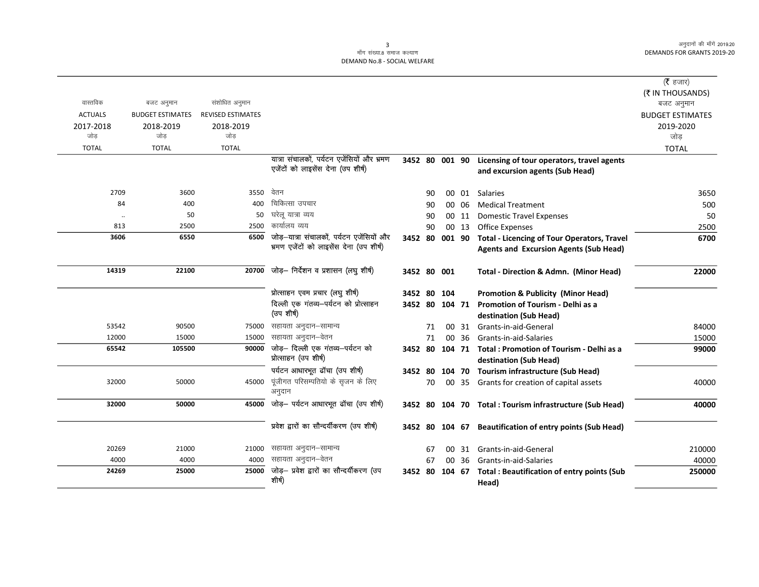# मॉंग संख्या.8 समाज कल्याण
# DEMAND No.8 - SOCIAL WELFARE

(₹ हजार)
(₹ IN THOUSANDS)

| वास्तविक ACTUALS 2017-2018 जोड़ TOTAL | बजट अनुमान BUDGET ESTIMATES 2018-2019 जोड़ TOTAL | संशोधित अनुमान REVISED ESTIMATES 2018-2019 जोड़ TOTAL | | | | | | | बजट अनुमान BUDGET ESTIMATES 2019-2020 जोड़ TOTAL |
|---|---|---|---|---|---|---|---|---|---|
| | | | यात्रा संचालकों, पर्यटन एजेंसियों और भ्रमण एजेंटों को लाइसेंस देना (उप शीर्ष) | 3452 | 80 | 001 | 90 | **Licensing of tour operators, travel agents and excursion agents (Sub Head)** | |
| 2709 | 3600 | 3550 | वेतन | | 90 | 00 | 01 | Salaries | 3650 |
| 84 | 400 | 400 | चिकित्सा उपचार | | 90 | 00 | 06 | Medical Treatment | 500 |
| .. | 50 | 50 | घरेलू यात्रा व्यय | | 90 | 00 | 11 | Domestic Travel Expenses | 50 |
| 813 | 2500 | 2500 | कार्यालय व्यय | | 90 | 00 | 13 | Office Expenses | 2500 |
| **3606** | **6550** | **6500** | जोड़–यात्रा संचालकों, पर्यटन एजेंसियों और भ्रमण एजेंटों को लाइसेंस देना (उप शीर्ष) | 3452 | 80 | 001 | 90 | **Total - Licencing of Tour Operators, Travel Agents and Excursion Agents (Sub Head)** | **6700** |
| **14319** | **22100** | **20700** | जोड़– निर्देशन व प्रशासन (लघु शीर्ष) | 3452 | 80 | 001 | | **Total - Direction & Admn. (Minor Head)** | **22000** |
| | | | प्रोत्साहन एवम प्रचार (लघु शीर्ष) | 3452 | 80 | 104 | | **Promotion & Publicity (Minor Head)** | |
| | | | दिल्ली एक गंतव्य–पर्यटन को प्रोत्साहन (उप शीर्ष) | 3452 | 80 | 104 | 71 | **Promotion of Tourism - Delhi as a destination (Sub Head)** | |
| 53542 | 90500 | 75000 | सहायता अनुदान–सामान्य | | 71 | 00 | 31 | Grants-in-aid-General | 84000 |
| 12000 | 15000 | 15000 | सहायता अनुदान–वेतन | | 71 | 00 | 36 | Grants-in-aid-Salaries | 15000 |
| **65542** | **105500** | **90000** | जोड़– दिल्ली एक गंतव्य–पर्यटन को प्रोत्साहन (उप शीर्ष) | 3452 | 80 | 104 | 71 | **Total : Promotion of Tourism - Delhi as a destination (Sub Head)** | **99000** |
| | | | पर्यटन आधारभूत ढॉचा (उप शीर्ष) | 3452 | 80 | 104 | 70 | **Tourism infrastructure (Sub Head)** | |
| 32000 | 50000 | 45000 | पूंजीगत परिसम्पतियो के सृजन के लिए अनुदान | | 70 | 00 | 35 | Grants for creation of capital assets | 40000 |
| **32000** | **50000** | **45000** | जोड़– पर्यटन आधारभूत ढॉचा (उप शीर्ष) | 3452 | 80 | 104 | 70 | **Total : Tourism infrastructure (Sub Head)** | **40000** |
| | | | प्रवेश द्वारों का सौन्दर्यीकरण (उप शीर्ष) | 3452 | 80 | 104 | 67 | **Beautification of entry points (Sub Head)** | |
| 20269 | 21000 | 21000 | सहायता अनुदान–सामान्य | | 67 | 00 | 31 | Grants-in-aid-General | 210000 |
| 4000 | 4000 | 4000 | सहायता अनुदान–वेतन | | 67 | 00 | 36 | Grants-in-aid-Salaries | 40000 |
| **24269** | **25000** | **25000** | जोड़– प्रवेश द्वारों का सौन्दर्यीकरण (उप शीर्ष) | 3452 | 80 | 104 | 67 | **Total : Beautification of entry points (Sub Head)** | **250000** |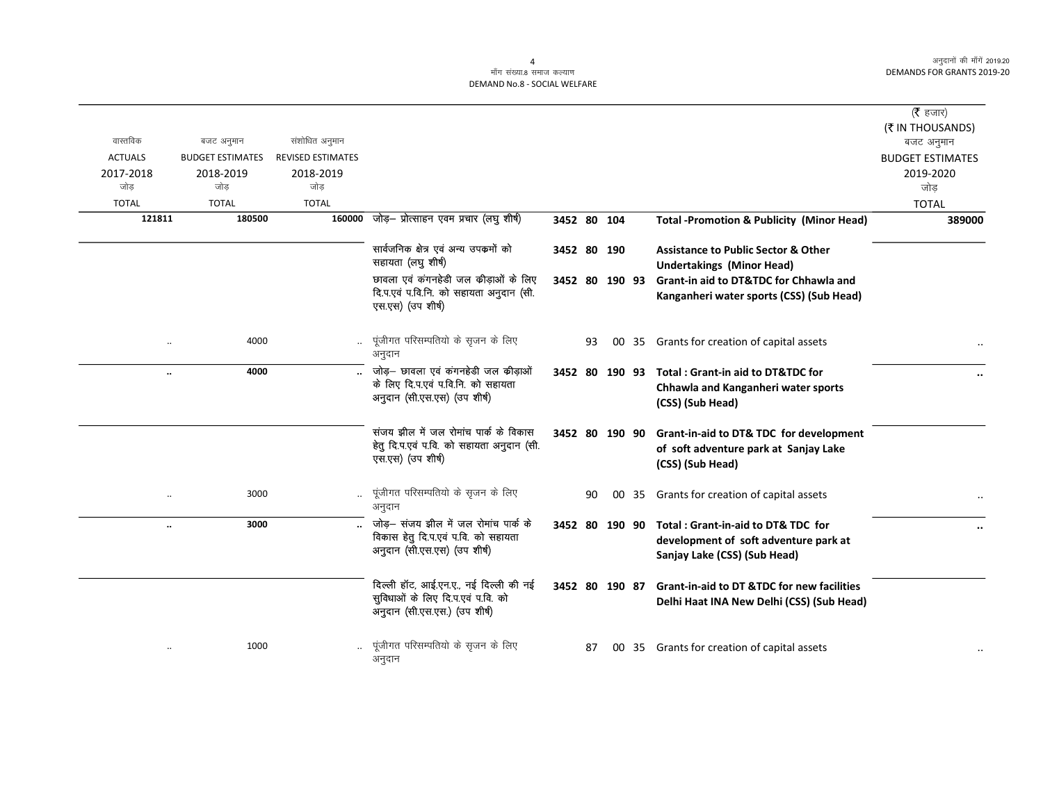माँग संख्या.8 समाज कल्याण
DEMAND No.8 - SOCIAL WELFARE

अनुदानों की माँगें 2019.20
DEMANDS FOR GRANTS 2019-20

(₹ हजार)
(₹ IN THOUSANDS)

| वास्तविक ACTUALS 2017-2018 जोड़ TOTAL | बजट अनुमान BUDGET ESTIMATES 2018-2019 जोड़ TOTAL | संशोधित अनुमान REVISED ESTIMATES 2018-2019 जोड़ TOTAL | | | | | | | बजट अनुमान BUDGET ESTIMATES 2019-2020 जोड़ TOTAL |
|---|---|---|---|---|---|---|---|---|---|
| **121811** | **180500** | **160000** | जोड़– प्रोत्साहन एवम प्रचार (लघु शीर्ष) | 3452 | 80 | 104 | | **Total -Promotion & Publicity (Minor Head)** | **389000** |
| | | | सार्वजनिक क्षेत्र एवं अन्य उपक्रमों को सहायता (लघु शीर्ष) | 3452 | 80 | 190 | | **Assistance to Public Sector & Other Undertakings (Minor Head)** | |
| | | | छावला एवं कंगनहेडी जल कीड़ाओं के लिए दि.प.एवं प.वि.नि. को सहायता अनुदान (सी.एस.एस) (उप शीर्ष) | 3452 | 80 | 190 | 93 | **Grant-in aid to DT&TDC for Chhawla and Kanganheri water sports (CSS) (Sub Head)** | |
| .. | 4000 | .. | पूंजीगत परिसम्पतियो के सृजन के लिए अनुदान | | 93 | 00 | 35 | Grants for creation of capital assets | .. |
| **..** | **4000** | **..** | जोड़– छावला एवं कंगनहेडी जल कीड़ाओं के लिए दि.प.एवं प.वि.नि. को सहायता अनुदान (सी.एस.एस) (उप शीर्ष) | 3452 | 80 | 190 | 93 | **Total : Grant-in aid to DT&TDC for Chhawla and Kanganheri water sports (CSS) (Sub Head)** | **..** |
| | | | संजय झील में जल रोमांच पार्क के विकास हेतु दि.प.एवं प.वि. को सहायता अनुदान (सी.एस.एस) (उप शीर्ष) | 3452 | 80 | 190 | 90 | **Grant-in-aid to DT& TDC for development of soft adventure park at Sanjay Lake (CSS) (Sub Head)** | |
| .. | 3000 | .. | पूंजीगत परिसम्पतियो के सृजन के लिए अनुदान | | 90 | 00 | 35 | Grants for creation of capital assets | .. |
| **..** | **3000** | **..** | जोड़– संजय झील में जल रोमांच पार्क के विकास हेतु दि.प.एवं प.वि. को सहायता अनुदान (सी.एस.एस) (उप शीर्ष) | 3452 | 80 | 190 | 90 | **Total : Grant-in-aid to DT& TDC for development of soft adventure park at Sanjay Lake (CSS) (Sub Head)** | **..** |
| | | | दिल्ली हॉट, आई.एन.ए., नई दिल्ली की नई सुविधाओं के लिए दि.प.एवं प.वि. को अनुदान (सी.एस.एस.) (उप शीर्ष) | 3452 | 80 | 190 | 87 | **Grant-in-aid to DT &TDC for new facilities Delhi Haat INA New Delhi (CSS) (Sub Head)** | |
| .. | 1000 | .. | पूंजीगत परिसम्पतियो के सृजन के लिए अनुदान | | 87 | 00 | 35 | Grants for creation of capital assets | .. |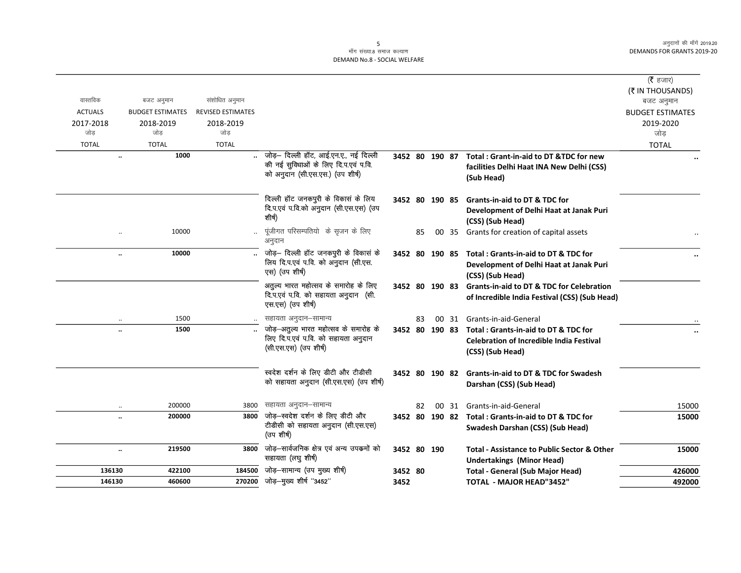माँग संख्या.8 समाज कल्याण
DEMAND No.8 - SOCIAL WELFARE

| वास्तविक ACTUALS 2017-2018 जोड़ TOTAL | बजट अनुमान BUDGET ESTIMATES 2018-2019 जोड़ TOTAL | संशोधित अनुमान REVISED ESTIMATES 2018-2019 जोड़ TOTAL | | | | | | | (₹ हजार) (₹ IN THOUSANDS) बजट अनुमान BUDGET ESTIMATES 2019-2020 जोड़ TOTAL |
|---|---|---|---|---|---|---|---|---|---|
| .. | 1000 | .. | जोड़– दिल्ली हॉट, आई.एन.ए., नई दिल्ली की नई सुविधाओं के लिए दि.प.एवं प.वि. को अनुदान (सी.एस.एस.) (उप शीर्ष) | 3452 | 80 | 190 | 87 | **Total : Grant-in-aid to DT &TDC for new facilities Delhi Haat INA New Delhi (CSS) (Sub Head)** | .. |
| | | | दिल्ली हॉट जनकपुरी के विकासं के लिय दि.प.एवं प.वि.को अनुदान (सी.एस.एस) (उप शीर्ष) | 3452 | 80 | 190 | 85 | **Grants-in-aid to DT & TDC for Development of Delhi Haat at Janak Puri (CSS) (Sub Head)** | |
| .. | 10000 | .. | पूंजीगत परिसम्पतियो के सृजन के लिए अनुदान | | 85 | 00 | 35 | Grants for creation of capital assets | .. |
| .. | 10000 | .. | जोड़– दिल्ली हॉट जनकपुरी के विकासं के लिय दि.प.एवं प.वि. को अनुदान (सी.एस. एस) (उप शीर्ष) | 3452 | 80 | 190 | 85 | **Total : Grants-in-aid to DT & TDC for Development of Delhi Haat at Janak Puri (CSS) (Sub Head)** | .. |
| | | | अतुल्य भारत महोत्सव के समारोह के लिए दि.प.एवं प.वि. को सहायता अनुदान (सी. एस.एस) (उप शीर्ष) | 3452 | 80 | 190 | 83 | **Grants-in-aid to DT & TDC for Celebration of Incredible India Festival (CSS) (Sub Head)** | |
| .. | 1500 | .. | सहायता अनुदान–सामान्य | | 83 | 00 | 31 | Grants-in-aid-General | .. |
| .. | 1500 | .. | जोड़–अतुल्य भारत महोत्सव के समारोह के लिए दि.प.एवं प.वि. को सहायता अनुदान (सी.एस.एस) (उप शीर्ष) | 3452 | 80 | 190 | 83 | **Total : Grants-in-aid to DT & TDC for Celebration of Incredible India Festival (CSS) (Sub Head)** | .. |
| | | | स्वदेश दर्शन के लिए डीटी और टीडीसी को सहायता अनुदान (सी.एस.एस) (उप शीर्ष) | 3452 | 80 | 190 | 82 | **Grants-in-aid to DT & TDC for Swadesh Darshan (CSS) (Sub Head)** | |
| .. | 200000 | 3800 | सहायता अनुदान–सामान्य | | 82 | 00 | 31 | Grants-in-aid-General | 15000 |
| .. | 200000 | 3800 | जोड़–स्वदेश दर्शन के लिए डीटी और टीडीसी को सहायता अनुदान (सी.एस.एस) (उप शीर्ष) | 3452 | 80 | 190 | 82 | **Total : Grants-in-aid to DT & TDC for Swadesh Darshan (CSS) (Sub Head)** | 15000 |
| .. | 219500 | 3800 | जोड़–सार्वजनिक क्षेत्र एवं अन्य उपकमों को सहायता (लघु शीर्ष) | 3452 | 80 | 190 | | **Total - Assistance to Public Sector & Other Undertakings (Minor Head)** | 15000 |
| 136130 | 422100 | 184500 | जोड़–सामान्य (उप मुख्य शीर्ष) | 3452 | 80 | | | **Total - General (Sub Major Head)** | 426000 |
| 146130 | 460600 | 270200 | जोड़–मुख्य शीर्ष ''3452'' | 3452 | | | | **TOTAL - MAJOR HEAD"3452"** | 492000 |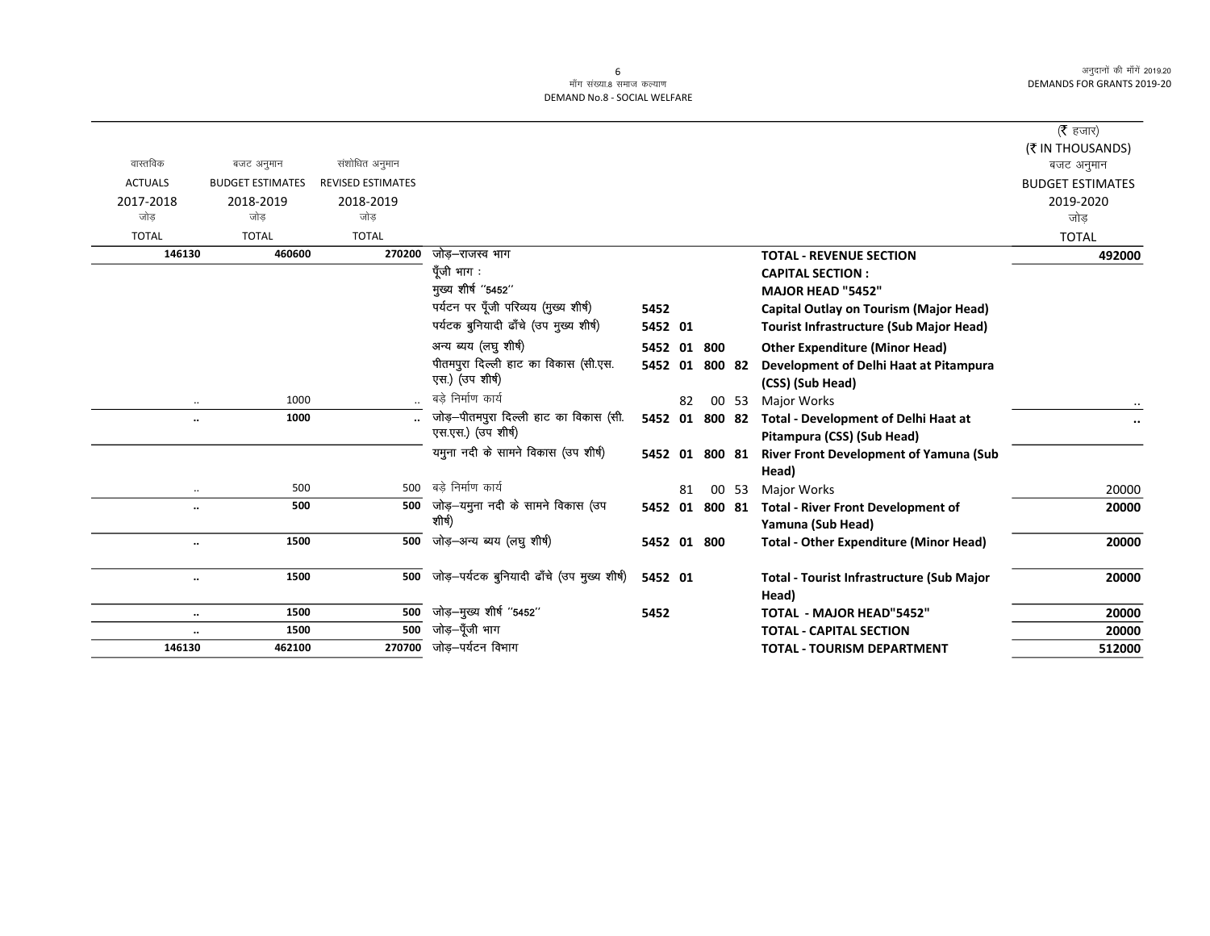| वास्तविक ACTUALS 2017-2018 जोड़ TOTAL | बजट अनुमान BUDGET ESTIMATES 2018-2019 जोड़ TOTAL | संशोधित अनुमान REVISED ESTIMATES 2018-2019 जोड़ TOTAL | | | | (₹ हजार) (₹ IN THOUSANDS) बजट अनुमान BUDGET ESTIMATES 2019-2020 जोड़ TOTAL |
|---|---|---|---|---|---|---|
| **146130** | **460600** | **270200** | जोड़–राजस्व भाग | | **TOTAL - REVENUE SECTION** | **492000** |
| | | | पूँजी भाग : | | **CAPITAL SECTION :** | |
| | | | मुख्य शीर्ष ''5452'' | | **MAJOR HEAD "5452"** | |
| | | | पर्यटन पर पूँजी परिव्यय (मुख्य शीर्ष) | **5452** | **Capital Outlay on Tourism (Major Head)** | |
| | | | पर्यटक बुनियादी ढाँचे (उप मुख्य शीर्ष) | **5452 01** | **Tourist Infrastructure (Sub Major Head)** | |
| | | | अन्य व्यय (लघु शीर्ष) | **5452 01 800** | **Other Expenditure (Minor Head)** | |
| | | | पीतमपुरा दिल्ली हाट का विकास (सी.एस.एस.) (उप शीर्ष) | **5452 01 800 82** | **Development of Delhi Haat at Pitampura (CSS) (Sub Head)** | |
| .. | 1000 | .. | बड़े निर्माण कार्य | 82 00 53 | Major Works | .. |
| **..** | **1000** | **..** | जोड़–पीतमपुरा दिल्ली हाट का विकास (सी.एस.एस.) (उप शीर्ष) | **5452 01 800 82** | **Total - Development of Delhi Haat at Pitampura (CSS) (Sub Head)** | **..** |
| | | | यमुना नदी के सामने विकास (उप शीर्ष) | **5452 01 800 81** | **River Front Development of Yamuna (Sub Head)** | |
| .. | 500 | 500 | बड़े निर्माण कार्य | 81 00 53 | Major Works | 20000 |
| **..** | **500** | **500** | जोड़–यमुना नदी के सामने विकास (उप शीर्ष) | **5452 01 800 81** | **Total - River Front Development of Yamuna (Sub Head)** | **20000** |
| **..** | **1500** | **500** | जोड़–अन्य व्यय (लघु शीर्ष) | **5452 01 800** | **Total - Other Expenditure (Minor Head)** | **20000** |
| **..** | **1500** | **500** | जोड़–पर्यटक बुनियादी ढाँचे (उप मुख्य शीर्ष) | **5452 01** | **Total - Tourist Infrastructure (Sub Major Head)** | **20000** |
| **..** | **1500** | **500** | जोड़–मुख्य शीर्ष ''5452'' | **5452** | **TOTAL - MAJOR HEAD"5452"** | **20000** |
| **..** | **1500** | **500** | जोड़–पूँजी भाग | | **TOTAL - CAPITAL SECTION** | **20000** |
| **146130** | **462100** | **270700** | जोड़–पर्यटन विभाग | | **TOTAL - TOURISM DEPARTMENT** | **512000** |